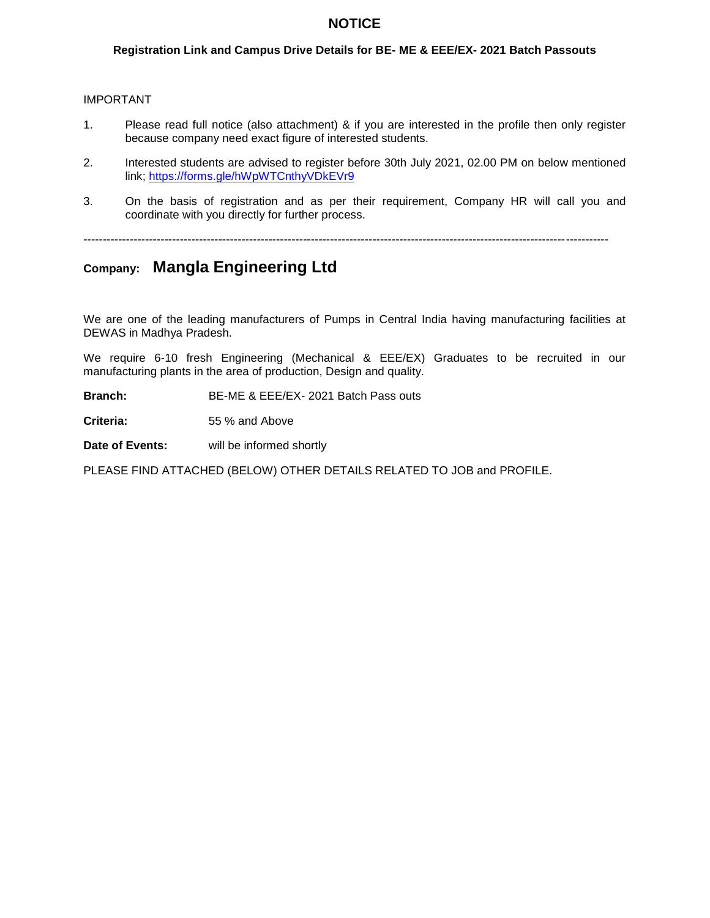# NOTICE

**Registration Link and Campus Drive Details for BE- ME & EEE/EX- 2021 Batch Passouts**

IMPORTANT

1. Please read full notice (also attachment) & if you are interested in the profile then only register because company need exact figure of interested students.
2. Interested students are advised to register before 30th July 2021, 02.00 PM on below mentioned link; https://forms.gle/hWpWTCnthyVDkEVr9
3. On the basis of registration and as per their requirement, Company HR will call you and coordinate with you directly for further process.

---

**Company:** **Mangla Engineering Ltd**

We are one of the leading manufacturers of Pumps in Central India having manufacturing facilities at DEWAS in Madhya Pradesh.

We require 6-10 fresh Engineering (Mechanical & EEE/EX) Graduates to be recruited in our manufacturing plants in the area of production, Design and quality.

**Branch:** BE-ME & EEE/EX- 2021 Batch Pass outs

**Criteria:** 55 % and Above

**Date of Events:** will be informed shortly

PLEASE FIND ATTACHED (BELOW) OTHER DETAILS RELATED TO JOB and PROFILE.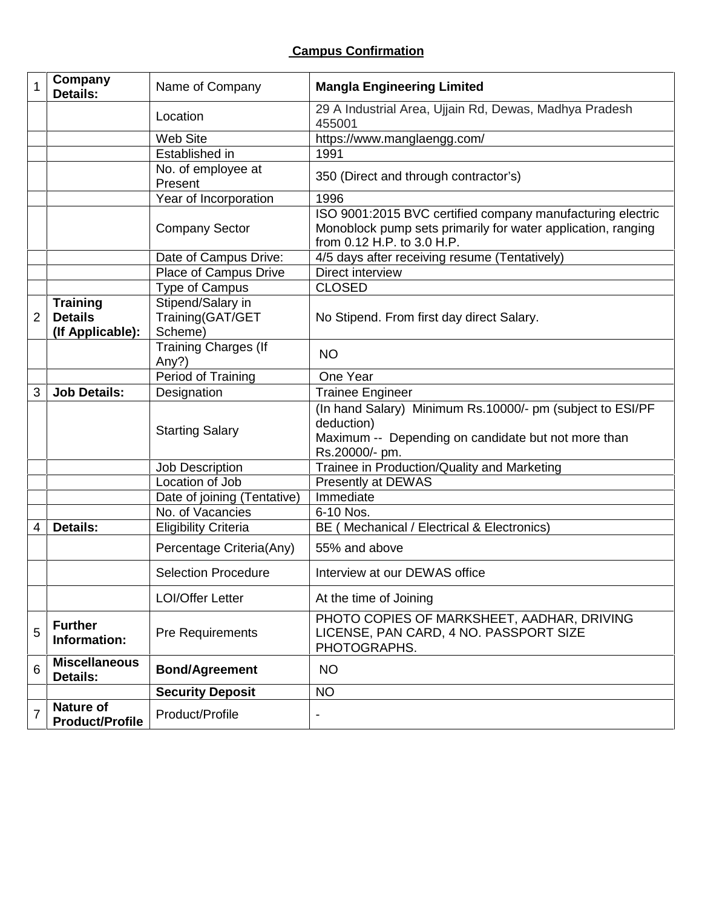**Campus Confirmation**

| | | | |
|---|---|---|---|
| 1 | **Company Details:** | Name of Company | **Mangla Engineering Limited** |
| | | Location | 29 A Industrial Area, Ujjain Rd, Dewas, Madhya Pradesh 455001 |
| | | Web Site | https://www.manglaengg.com/ |
| | | Established in | 1991 |
| | | No. of employee at Present | 350 (Direct and through contractor's) |
| | | Year of Incorporation | 1996 |
| | | Company Sector | ISO 9001:2015 BVC certified company manufacturing electric Monoblock pump sets primarily for water application, ranging from 0.12 H.P. to 3.0 H.P. |
| | | Date of Campus Drive: | 4/5 days after receiving resume (Tentatively) |
| | | Place of Campus Drive | Direct interview |
| | | Type of Campus | CLOSED |
| 2 | **Training Details (If Applicable):** | Stipend/Salary in Training(GAT/GET Scheme) | No Stipend. From first day direct Salary. |
| | | Training Charges (If Any?) | NO |
| | | Period of Training | One Year |
| 3 | **Job Details:** | Designation | Trainee Engineer |
| | | Starting Salary | (In hand Salary) Minimum Rs.10000/- pm (subject to ESI/PF deduction)<br>Maximum -- Depending on candidate but not more than Rs.20000/- pm. |
| | | Job Description | Trainee in Production/Quality and Marketing |
| | | Location of Job | Presently at DEWAS |
| | | Date of joining (Tentative) | Immediate |
| | | No. of Vacancies | 6-10 Nos. |
| 4 | **Details:** | Eligibility Criteria | BE ( Mechanical / Electrical & Electronics) |
| | | Percentage Criteria(Any) | 55% and above |
| | | Selection Procedure | Interview at our DEWAS office |
| | | LOI/Offer Letter | At the time of Joining |
| 5 | **Further Information:** | Pre Requirements | PHOTO COPIES OF MARKSHEET, AADHAR, DRIVING LICENSE, PAN CARD, 4 NO. PASSPORT SIZE PHOTOGRAPHS. |
| 6 | **Miscellaneous Details:** | **Bond/Agreement** | NO |
| | | **Security Deposit** | NO |
| 7 | **Nature of Product/Profile** | Product/Profile | - |